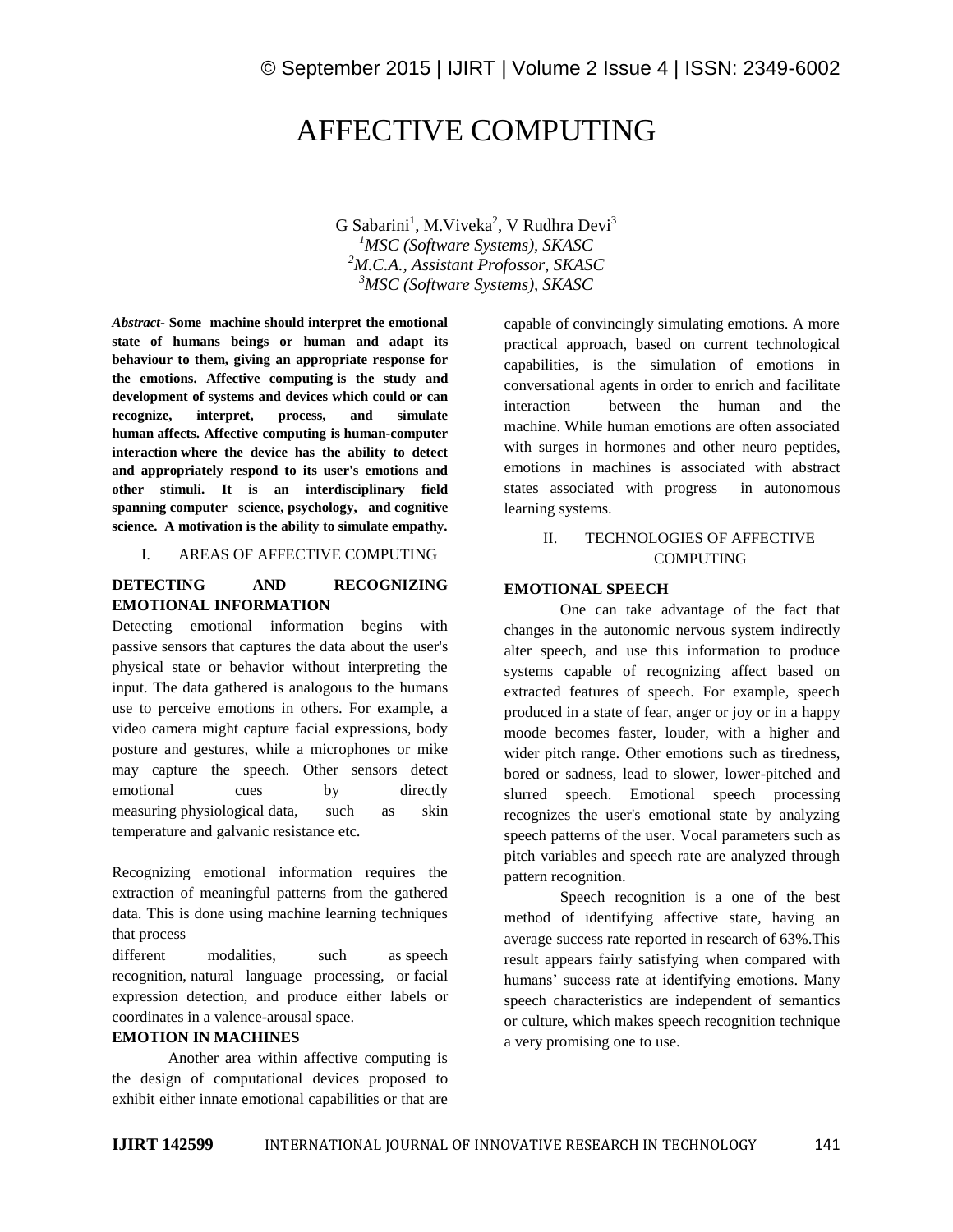# AFFECTIVE COMPUTING

G Sabarini[1], M.Viveka[2], V Rudhra Devi[3]

[1]*MSC (Software Systems), SKASC*

[2]*M.C.A., Assistant Profossor, SKASC*

[3]*MSC (Software Systems), SKASC*

***Abstract-*** **Some machine should interpret the emotional state of humans beings or human and adapt its behaviour to them, giving an appropriate response for the emotions. Affective computing is the study and development of systems and devices which could or can recognize, interpret, process, and simulate human affects. Affective computing is human-computer interaction where the device has the ability to detect and appropriately respond to its user's emotions and other stimuli. It is an interdisciplinary field spanning computer science, psychology, and cognitive science. A motivation is the ability to simulate empathy.**

## I. AREAS OF AFFECTIVE COMPUTING

### DETECTING AND RECOGNIZING EMOTIONAL INFORMATION

Detecting emotional information begins with passive sensors that captures the data about the user's physical state or behavior without interpreting the input. The data gathered is analogous to the humans use to perceive emotions in others. For example, a video camera might capture facial expressions, body posture and gestures, while a microphones or mike may capture the speech. Other sensors detect emotional cues by directly measuring physiological data, such as skin temperature and galvanic resistance etc.

Recognizing emotional information requires the extraction of meaningful patterns from the gathered data. This is done using machine learning techniques that process different modalities, such as speech recognition, natural language processing, or facial expression detection, and produce either labels or coordinates in a valence-arousal space.

### EMOTION IN MACHINES

Another area within affective computing is the design of computational devices proposed to exhibit either innate emotional capabilities or that are capable of convincingly simulating emotions. A more practical approach, based on current technological capabilities, is the simulation of emotions in conversational agents in order to enrich and facilitate interaction between the human and the machine. While human emotions are often associated with surges in hormones and other neuro peptides, emotions in machines is associated with abstract states associated with progress in autonomous learning systems.

## II. TECHNOLOGIES OF AFFECTIVE COMPUTING

### EMOTIONAL SPEECH

One can take advantage of the fact that changes in the autonomic nervous system indirectly alter speech, and use this information to produce systems capable of recognizing affect based on extracted features of speech. For example, speech produced in a state of fear, anger or joy or in a happy moode becomes faster, louder, with a higher and wider pitch range. Other emotions such as tiredness, bored or sadness, lead to slower, lower-pitched and slurred speech. Emotional speech processing recognizes the user's emotional state by analyzing speech patterns of the user. Vocal parameters such as pitch variables and speech rate are analyzed through pattern recognition.

Speech recognition is a one of the best method of identifying affective state, having an average success rate reported in research of 63%.This result appears fairly satisfying when compared with humans' success rate at identifying emotions. Many speech characteristics are independent of semantics or culture, which makes speech recognition technique a very promising one to use.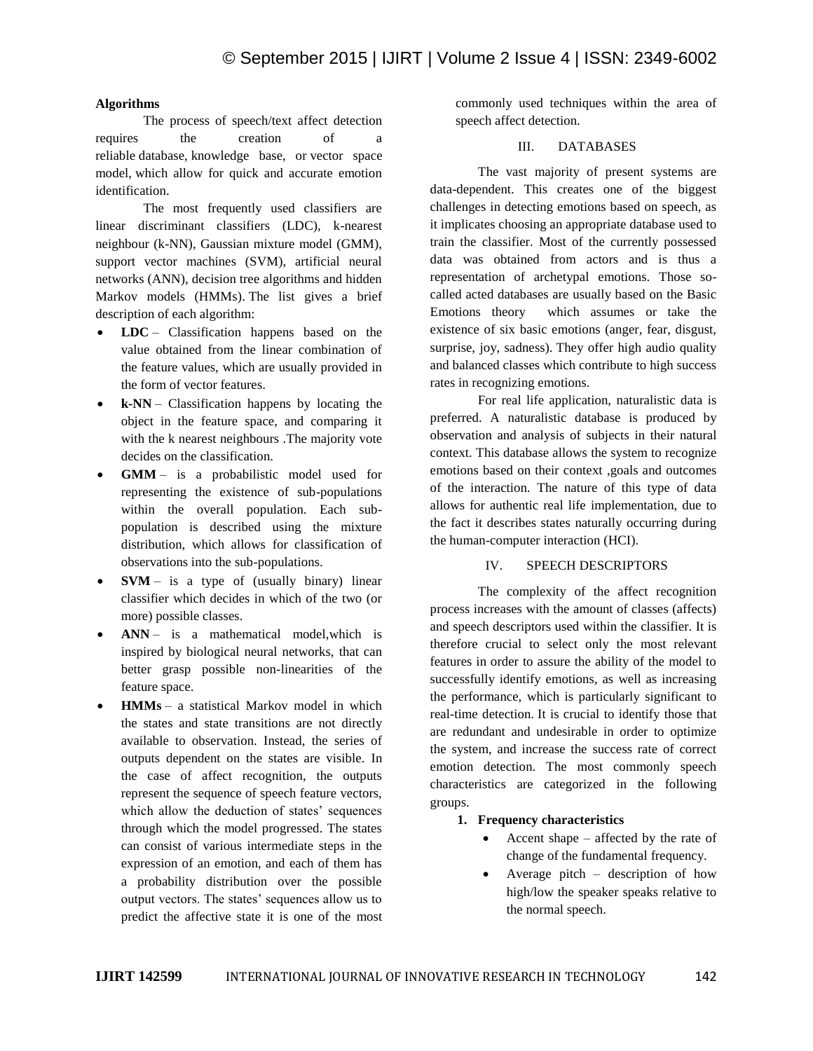**Algorithms**

The process of speech/text affect detection requires the creation of a reliable database, knowledge base, or vector space model, which allow for quick and accurate emotion identification.

The most frequently used classifiers are linear discriminant classifiers (LDC), k-nearest neighbour (k-NN), Gaussian mixture model (GMM), support vector machines (SVM), artificial neural networks (ANN), decision tree algorithms and hidden Markov models (HMMs). The list gives a brief description of each algorithm:

- **LDC** – Classification happens based on the value obtained from the linear combination of the feature values, which are usually provided in the form of vector features.
- **k-NN** – Classification happens by locating the object in the feature space, and comparing it with the k nearest neighbours .The majority vote decides on the classification.
- **GMM** – is a probabilistic model used for representing the existence of sub-populations within the overall population. Each sub-population is described using the mixture distribution, which allows for classification of observations into the sub-populations.
- **SVM** – is a type of (usually binary) linear classifier which decides in which of the two (or more) possible classes.
- **ANN** – is a mathematical model,which is inspired by biological neural networks, that can better grasp possible non-linearities of the feature space.
- **HMMs** – a statistical Markov model in which the states and state transitions are not directly available to observation. Instead, the series of outputs dependent on the states are visible. In the case of affect recognition, the outputs represent the sequence of speech feature vectors, which allow the deduction of states' sequences through which the model progressed. The states can consist of various intermediate steps in the expression of an emotion, and each of them has a probability distribution over the possible output vectors. The states' sequences allow us to predict the affective state it is one of the most commonly used techniques within the area of speech affect detection.

## III. DATABASES

The vast majority of present systems are data-dependent. This creates one of the biggest challenges in detecting emotions based on speech, as it implicates choosing an appropriate database used to train the classifier. Most of the currently possessed data was obtained from actors and is thus a representation of archetypal emotions. Those so-called acted databases are usually based on the Basic Emotions theory which assumes or take the existence of six basic emotions (anger, fear, disgust, surprise, joy, sadness). They offer high audio quality and balanced classes which contribute to high success rates in recognizing emotions.

For real life application, naturalistic data is preferred. A naturalistic database is produced by observation and analysis of subjects in their natural context. This database allows the system to recognize emotions based on their context ,goals and outcomes of the interaction. The nature of this type of data allows for authentic real life implementation, due to the fact it describes states naturally occurring during the human-computer interaction (HCI).

## IV. SPEECH DESCRIPTORS

The complexity of the affect recognition process increases with the amount of classes (affects) and speech descriptors used within the classifier. It is therefore crucial to select only the most relevant features in order to assure the ability of the model to successfully identify emotions, as well as increasing the performance, which is particularly significant to real-time detection. It is crucial to identify those that are redundant and undesirable in order to optimize the system, and increase the success rate of correct emotion detection. The most commonly speech characteristics are categorized in the following groups.

1. **Frequency characteristics**
   - Accent shape – affected by the rate of change of the fundamental frequency.
   - Average pitch – description of how high/low the speaker speaks relative to the normal speech.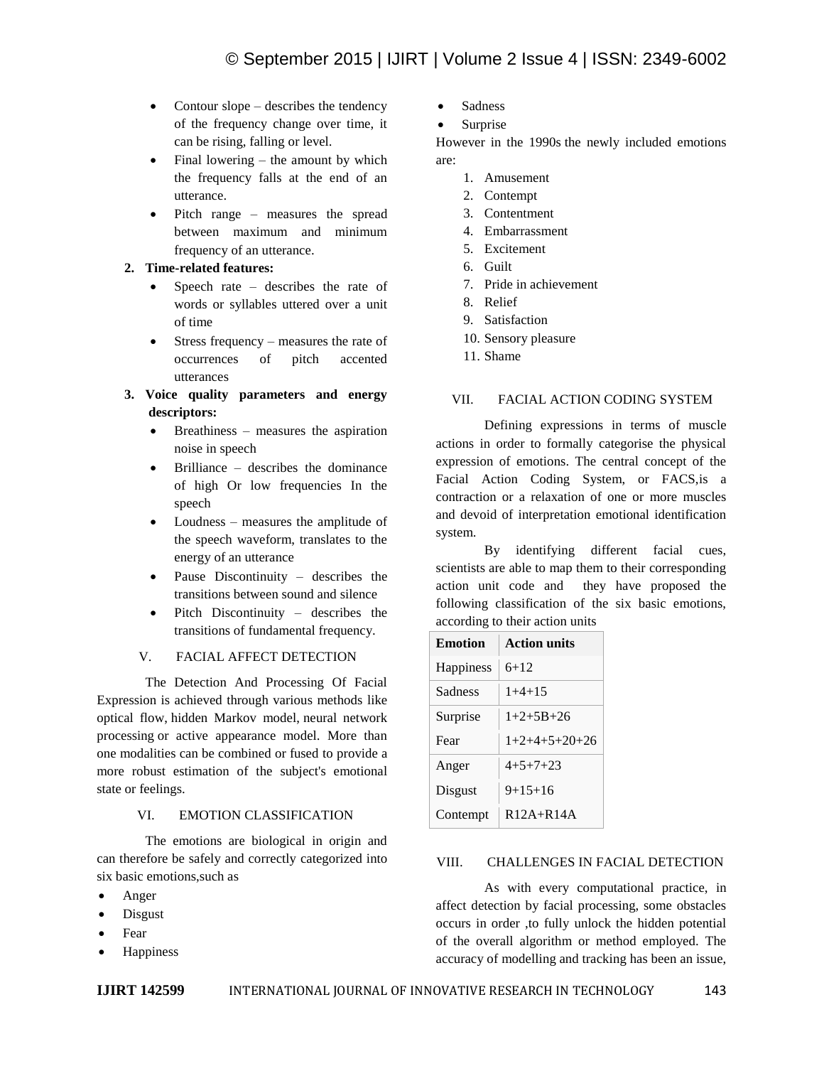- Contour slope – describes the tendency of the frequency change over time, it can be rising, falling or level.
- Final lowering – the amount by which the frequency falls at the end of an utterance.
- Pitch range – measures the spread between maximum and minimum frequency of an utterance.

**2. Time-related features:**

- Speech rate – describes the rate of words or syllables uttered over a unit of time
- Stress frequency – measures the rate of occurrences of pitch accented utterances

**3. Voice quality parameters and energy descriptors:**

- Breathiness – measures the aspiration noise in speech
- Brilliance – describes the dominance of high Or low frequencies In the speech
- Loudness – measures the amplitude of the speech waveform, translates to the energy of an utterance
- Pause Discontinuity – describes the transitions between sound and silence
- Pitch Discontinuity – describes the transitions of fundamental frequency.

## V. FACIAL AFFECT DETECTION

The Detection And Processing Of Facial Expression is achieved through various methods like optical flow, hidden Markov model, neural network processing or active appearance model. More than one modalities can be combined or fused to provide a more robust estimation of the subject's emotional state or feelings.

## VI. EMOTION CLASSIFICATION

The emotions are biological in origin and can therefore be safely and correctly categorized into six basic emotions,such as

- Anger
- Disgust
- Fear
- Happiness
- Sadness
- Surprise

However in the 1990s the newly included emotions are:

1. Amusement
2. Contempt
3. Contentment
4. Embarrassment
5. Excitement
6. Guilt
7. Pride in achievement
8. Relief
9. Satisfaction
10. Sensory pleasure
11. Shame

## VII. FACIAL ACTION CODING SYSTEM

Defining expressions in terms of muscle actions in order to formally categorise the physical expression of emotions. The central concept of the Facial Action Coding System, or FACS,is a contraction or a relaxation of one or more muscles and devoid of interpretation emotional identification system.

By identifying different facial cues, scientists are able to map them to their corresponding action unit code and they have proposed the following classification of the six basic emotions, according to their action units

| Emotion | Action units |
|---|---|
| Happiness | 6+12 |
| Sadness | 1+4+15 |
| Surprise | 1+2+5B+26 |
| Fear | 1+2+4+5+20+26 |
| Anger | 4+5+7+23 |
| Disgust | 9+15+16 |
| Contempt | R12A+R14A |

## VIII. CHALLENGES IN FACIAL DETECTION

As with every computational practice, in affect detection by facial processing, some obstacles occurs in order ,to fully unlock the hidden potential of the overall algorithm or method employed. The accuracy of modelling and tracking has been an issue,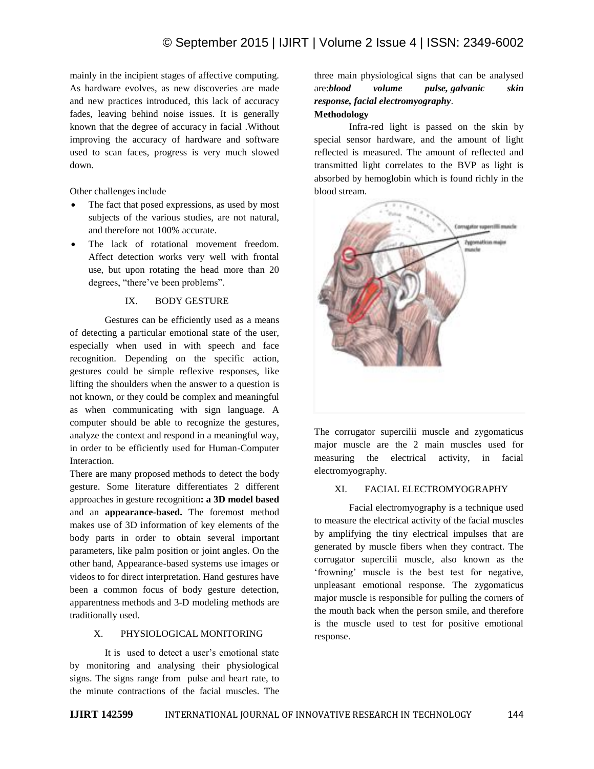mainly in the incipient stages of affective computing. As hardware evolves, as new discoveries are made and new practices introduced, this lack of accuracy fades, leaving behind noise issues. It is generally known that the degree of accuracy in facial .Without improving the accuracy of hardware and software used to scan faces, progress is very much slowed down.

Other challenges include

- The fact that posed expressions, as used by most subjects of the various studies, are not natural, and therefore not 100% accurate.
- The lack of rotational movement freedom. Affect detection works very well with frontal use, but upon rotating the head more than 20 degrees, "there've been problems".

## IX. BODY GESTURE

Gestures can be efficiently used as a means of detecting a particular emotional state of the user, especially when used in with speech and face recognition. Depending on the specific action, gestures could be simple reflexive responses, like lifting the shoulders when the answer to a question is not known, or they could be complex and meaningful as when communicating with sign language. A computer should be able to recognize the gestures, analyze the context and respond in a meaningful way, in order to be efficiently used for Human-Computer Interaction.

There are many proposed methods to detect the body gesture. Some literature differentiates 2 different approaches in gesture recognition**: a 3D model based** and an **appearance-based.** The foremost method makes use of 3D information of key elements of the body parts in order to obtain several important parameters, like palm position or joint angles. On the other hand, Appearance-based systems use images or videos to for direct interpretation. Hand gestures have been a common focus of body gesture detection, apparentness methods and 3-D modeling methods are traditionally used.

## X. PHYSIOLOGICAL MONITORING

It is used to detect a user's emotional state by monitoring and analysing their physiological signs. The signs range from pulse and heart rate, to the minute contractions of the facial muscles. The three main physiological signs that can be analysed are:***blood volume pulse, galvanic skin response, facial electromyography***.

**Methodology**

Infra-red light is passed on the skin by special sensor hardware, and the amount of light reflected is measured. The amount of reflected and transmitted light correlates to the BVP as light is absorbed by hemoglobin which is found richly in the blood stream.

The corrugator supercilii muscle and zygomaticus major muscle are the 2 main muscles used for measuring the electrical activity, in facial electromyography.

## XI. FACIAL ELECTROMYOGRAPHY

Facial electromyography is a technique used to measure the electrical activity of the facial muscles by amplifying the tiny electrical impulses that are generated by muscle fibers when they contract. The corrugator supercilii muscle, also known as the 'frowning' muscle is the best test for negative, unpleasant emotional response. The zygomaticus major muscle is responsible for pulling the corners of the mouth back when the person smile, and therefore is the muscle used to test for positive emotional response.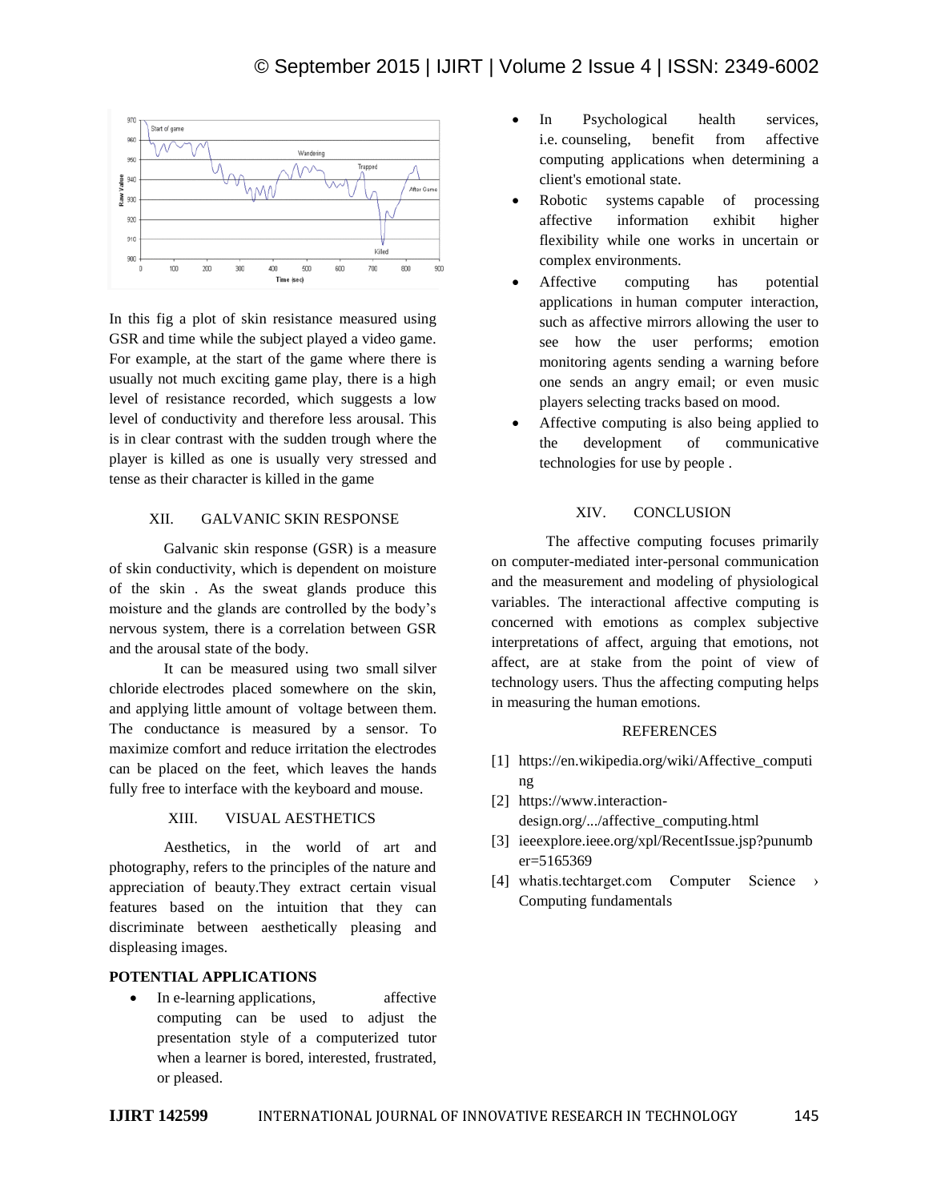970
960
950
940
930
920
910
900

Raw Value

Start of game

Wandering

Trapped

After Game

Killed

0 100 200 300 400 500 600 700 800 900

Time (sec)

In this fig a plot of skin resistance measured using GSR and time while the subject played a video game. For example, at the start of the game where there is usually not much exciting game play, there is a high level of resistance recorded, which suggests a low level of conductivity and therefore less arousal. This is in clear contrast with the sudden trough where the player is killed as one is usually very stressed and tense as their character is killed in the game

## XII. GALVANIC SKIN RESPONSE

Galvanic skin response (GSR) is a measure of skin conductivity, which is dependent on moisture of the skin . As the sweat glands produce this moisture and the glands are controlled by the body's nervous system, there is a correlation between GSR and the arousal state of the body.

It can be measured using two small silver chloride electrodes placed somewhere on the skin, and applying little amount of voltage between them. The conductance is measured by a sensor. To maximize comfort and reduce irritation the electrodes can be placed on the feet, which leaves the hands fully free to interface with the keyboard and mouse.

## XIII. VISUAL AESTHETICS

Aesthetics, in the world of art and photography, refers to the principles of the nature and appreciation of beauty.They extract certain visual features based on the intuition that they can discriminate between aesthetically pleasing and displeasing images.

**POTENTIAL APPLICATIONS**

- In e-learning applications, affective computing can be used to adjust the presentation style of a computerized tutor when a learner is bored, interested, frustrated, or pleased.
- In Psychological health services, i.e. counseling, benefit from affective computing applications when determining a client's emotional state.
- Robotic systems capable of processing affective information exhibit higher flexibility while one works in uncertain or complex environments.
- Affective computing has potential applications in human computer interaction, such as affective mirrors allowing the user to see how the user performs; emotion monitoring agents sending a warning before one sends an angry email; or even music players selecting tracks based on mood.
- Affective computing is also being applied to the development of communicative technologies for use by people .

## XIV. CONCLUSION

The affective computing focuses primarily on computer-mediated inter-personal communication and the measurement and modeling of physiological variables. The interactional affective computing is concerned with emotions as complex subjective interpretations of affect, arguing that emotions, not affect, are at stake from the point of view of technology users. Thus the affecting computing helps in measuring the human emotions.

## REFERENCES

[1] https://en.wikipedia.org/wiki/Affective_computing

[2] https://www.interaction-design.org/.../affective_computing.html

[3] ieeexplore.ieee.org/xpl/RecentIssue.jsp?punumber=5165369

[4] whatis.techtarget.com Computer Science › Computing fundamentals